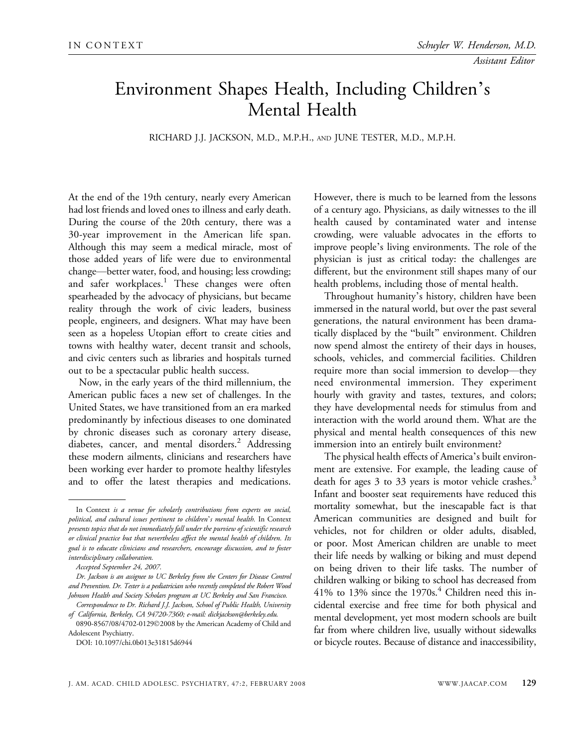IN CONTEXT

*Schuyler W. Henderson, M.D.*
*Assistant Editor*

# Environment Shapes Health, Including Children's Mental Health

RICHARD J.J. JACKSON, M.D., M.P.H., AND JUNE TESTER, M.D., M.P.H.

At the end of the 19th century, nearly every American had lost friends and loved ones to illness and early death. During the course of the 20th century, there was a 30-year improvement in the American life span. Although this may seem a medical miracle, most of those added years of life were due to environmental change—better water, food, and housing; less crowding; and safer workplaces.[1] These changes were often spearheaded by the advocacy of physicians, but became reality through the work of civic leaders, business people, engineers, and designers. What may have been seen as a hopeless Utopian effort to create cities and towns with healthy water, decent transit and schools, and civic centers such as libraries and hospitals turned out to be a spectacular public health success.

Now, in the early years of the third millennium, the American public faces a new set of challenges. In the United States, we have transitioned from an era marked predominantly by infectious diseases to one dominated by chronic diseases such as coronary artery disease, diabetes, cancer, and mental disorders.[2] Addressing these modern ailments, clinicians and researchers have been working ever harder to promote healthy lifestyles and to offer the latest therapies and medications. However, there is much to be learned from the lessons of a century ago. Physicians, as daily witnesses to the ill health caused by contaminated water and intense crowding, were valuable advocates in the efforts to improve people's living environments. The role of the physician is just as critical today: the challenges are different, but the environment still shapes many of our health problems, including those of mental health.

Throughout humanity's history, children have been immersed in the natural world, but over the past several generations, the natural environment has been dramatically displaced by the "built" environment. Children now spend almost the entirety of their days in houses, schools, vehicles, and commercial facilities. Children require more than social immersion to develop—they need environmental immersion. They experiment hourly with gravity and tastes, textures, and colors; they have developmental needs for stimulus from and interaction with the world around them. What are the physical and mental health consequences of this new immersion into an entirely built environment?

The physical health effects of America's built environment are extensive. For example, the leading cause of death for ages 3 to 33 years is motor vehicle crashes.[3] Infant and booster seat requirements have reduced this mortality somewhat, but the inescapable fact is that American communities are designed and built for vehicles, not for children or older adults, disabled, or poor. Most American children are unable to meet their life needs by walking or biking and must depend on being driven to their life tasks. The number of children walking or biking to school has decreased from 41% to 13% since the 1970s.[4] Children need this incidental exercise and free time for both physical and mental development, yet most modern schools are built far from where children live, usually without sidewalks or bicycle routes. Because of distance and inaccessibility,

---

In Context *is a venue for scholarly contributions from experts on social, political, and cultural issues pertinent to children's mental health.* In Context *presents topics that do not immediately fall under the purview of scientific research or clinical practice but that nevertheless affect the mental health of children. Its goal is to educate clinicians and researchers, encourage discussion, and to foster interdisciplinary collaboration.*

*Accepted September 24, 2007.*

*Dr. Jackson is an assignee to UC Berkeley from the Centers for Disease Control and Prevention. Dr. Tester is a pediatrician who recently completed the Robert Wood Johnson Health and Society Scholars program at UC Berkeley and San Francisco.*

*Correspondence to Dr. Richard J.J. Jackson, School of Public Health, University of California, Berkeley, CA 94720-7360; e-mail: dickjackson@berkeley.edu.*

0890-8567/08/4702-0129©2008 by the American Academy of Child and Adolescent Psychiatry.

DOI: 10.1097/chi.0b013e31815d6944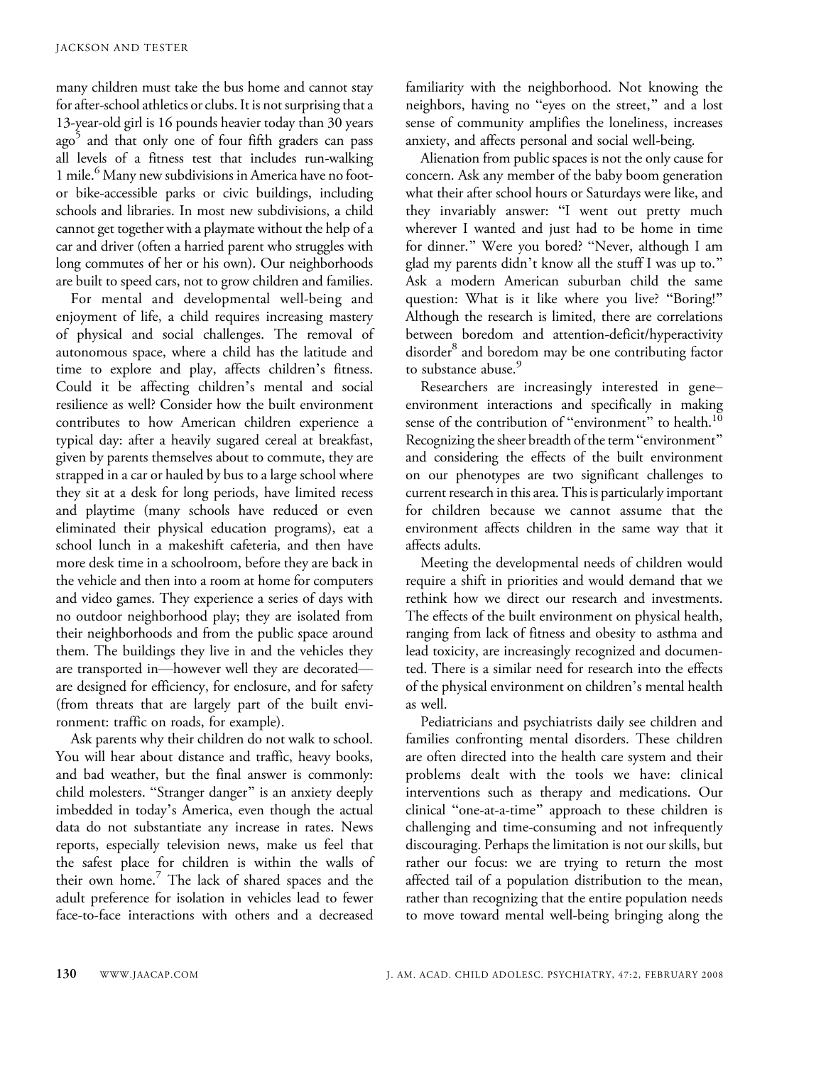many children must take the bus home and cannot stay for after-school athletics or clubs. It is not surprising that a 13-year-old girl is 16 pounds heavier today than 30 years ago[5] and that only one of four fifth graders can pass all levels of a fitness test that includes run-walking 1 mile.[6] Many new subdivisions in America have no foot- or bike-accessible parks or civic buildings, including schools and libraries. In most new subdivisions, a child cannot get together with a playmate without the help of a car and driver (often a harried parent who struggles with long commutes of her or his own). Our neighborhoods are built to speed cars, not to grow children and families.

For mental and developmental well-being and enjoyment of life, a child requires increasing mastery of physical and social challenges. The removal of autonomous space, where a child has the latitude and time to explore and play, affects children's fitness. Could it be affecting children's mental and social resilience as well? Consider how the built environment contributes to how American children experience a typical day: after a heavily sugared cereal at breakfast, given by parents themselves about to commute, they are strapped in a car or hauled by bus to a large school where they sit at a desk for long periods, have limited recess and playtime (many schools have reduced or even eliminated their physical education programs), eat a school lunch in a makeshift cafeteria, and then have more desk time in a schoolroom, before they are back in the vehicle and then into a room at home for computers and video games. They experience a series of days with no outdoor neighborhood play; they are isolated from their neighborhoods and from the public space around them. The buildings they live in and the vehicles they are transported in—however well they are decorated—are designed for efficiency, for enclosure, and for safety (from threats that are largely part of the built environment: traffic on roads, for example).

Ask parents why their children do not walk to school. You will hear about distance and traffic, heavy books, and bad weather, but the final answer is commonly: child molesters. "Stranger danger" is an anxiety deeply imbedded in today's America, even though the actual data do not substantiate any increase in rates. News reports, especially television news, make us feel that the safest place for children is within the walls of their own home.[7] The lack of shared spaces and the adult preference for isolation in vehicles lead to fewer face-to-face interactions with others and a decreased familiarity with the neighborhood. Not knowing the neighbors, having no "eyes on the street," and a lost sense of community amplifies the loneliness, increases anxiety, and affects personal and social well-being.

Alienation from public spaces is not the only cause for concern. Ask any member of the baby boom generation what their after school hours or Saturdays were like, and they invariably answer: "I went out pretty much wherever I wanted and just had to be home in time for dinner." Were you bored? "Never, although I am glad my parents didn't know all the stuff I was up to." Ask a modern American suburban child the same question: What is it like where you live? "Boring!" Although the research is limited, there are correlations between boredom and attention-deficit/hyperactivity disorder[8] and boredom may be one contributing factor to substance abuse.[9]

Researchers are increasingly interested in gene–environment interactions and specifically in making sense of the contribution of "environment" to health.[10] Recognizing the sheer breadth of the term "environment" and considering the effects of the built environment on our phenotypes are two significant challenges to current research in this area. This is particularly important for children because we cannot assume that the environment affects children in the same way that it affects adults.

Meeting the developmental needs of children would require a shift in priorities and would demand that we rethink how we direct our research and investments. The effects of the built environment on physical health, ranging from lack of fitness and obesity to asthma and lead toxicity, are increasingly recognized and documented. There is a similar need for research into the effects of the physical environment on children's mental health as well.

Pediatricians and psychiatrists daily see children and families confronting mental disorders. These children are often directed into the health care system and their problems dealt with the tools we have: clinical interventions such as therapy and medications. Our clinical "one-at-a-time" approach to these children is challenging and time-consuming and not infrequently discouraging. Perhaps the limitation is not our skills, but rather our focus: we are trying to return the most affected tail of a population distribution to the mean, rather than recognizing that the entire population needs to move toward mental well-being bringing along the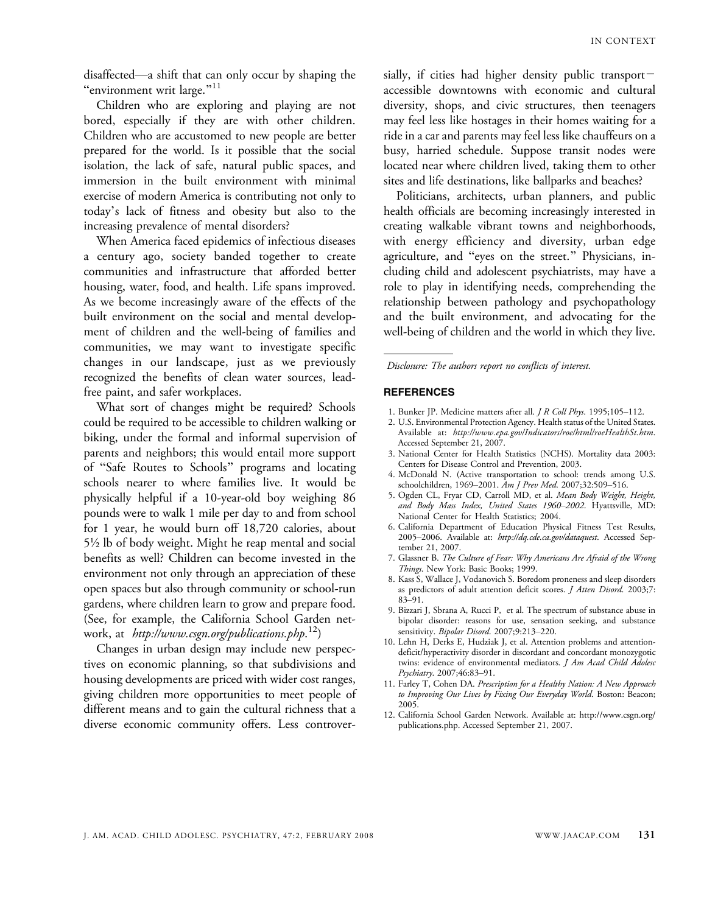disaffected—a shift that can only occur by shaping the "environment writ large."[11]

Children who are exploring and playing are not bored, especially if they are with other children. Children who are accustomed to new people are better prepared for the world. Is it possible that the social isolation, the lack of safe, natural public spaces, and immersion in the built environment with minimal exercise of modern America is contributing not only to today's lack of fitness and obesity but also to the increasing prevalence of mental disorders?

When America faced epidemics of infectious diseases a century ago, society banded together to create communities and infrastructure that afforded better housing, water, food, and health. Life spans improved. As we become increasingly aware of the effects of the built environment on the social and mental development of children and the well-being of families and communities, we may want to investigate specific changes in our landscape, just as we previously recognized the benefits of clean water sources, lead-free paint, and safer workplaces.

What sort of changes might be required? Schools could be required to be accessible to children walking or biking, under the formal and informal supervision of parents and neighbors; this would entail more support of "Safe Routes to Schools" programs and locating schools nearer to where families live. It would be physically helpful if a 10-year-old boy weighing 86 pounds were to walk 1 mile per day to and from school for 1 year, he would burn off 18,720 calories, about 5½ lb of body weight. Might he reap mental and social benefits as well? Children can become invested in the environment not only through an appreciation of these open spaces but also through community or school-run gardens, where children learn to grow and prepare food. (See, for example, the California School Garden network, at *http://www.csgn.org/publications.php*.[12])

Changes in urban design may include new perspectives on economic planning, so that subdivisions and housing developments are priced with wider cost ranges, giving children more opportunities to meet people of different means and to gain the cultural richness that a diverse economic community offers. Less controversially, if cities had higher density public transport–accessible downtowns with economic and cultural diversity, shops, and civic structures, then teenagers may feel less like hostages in their homes waiting for a ride in a car and parents may feel less like chauffeurs on a busy, harried schedule. Suppose transit nodes were located near where children lived, taking them to other sites and life destinations, like ballparks and beaches?

Politicians, architects, urban planners, and public health officials are becoming increasingly interested in creating walkable vibrant towns and neighborhoods, with energy efficiency and diversity, urban edge agriculture, and "eyes on the street." Physicians, including child and adolescent psychiatrists, may have a role to play in identifying needs, comprehending the relationship between pathology and psychopathology and the built environment, and advocating for the well-being of children and the world in which they live.

*Disclosure: The authors report no conflicts of interest.*

## REFERENCES

1. Bunker JP. Medicine matters after all. *J R Coll Phys*. 1995;105–112.
2. U.S. Environmental Protection Agency. Health status of the United States. Available at: *http://www.epa.gov/Indicators/roe/html/roeHealthSt.htm*. Accessed September 21, 2007.
3. National Center for Health Statistics (NCHS). Mortality data 2003: Centers for Disease Control and Prevention, 2003.
4. McDonald N. (Active transportation to school: trends among U.S. schoolchildren, 1969–2001. *Am J Prev Med*. 2007;32:509–516.
5. Ogden CL, Fryar CD, Carroll MD, et al. *Mean Body Weight, Height, and Body Mass Index, United States 1960–2002*. Hyattsville, MD: National Center for Health Statistics; 2004.
6. California Department of Education Physical Fitness Test Results, 2005–2006. Available at: *http://dq.cde.ca.gov/dataquest*. Accessed September 21, 2007.
7. Glassner B. *The Culture of Fear: Why Americans Are Afraid of the Wrong Things*. New York: Basic Books; 1999.
8. Kass S, Wallace J, Vodanovich S. Boredom proneness and sleep disorders as predictors of adult attention deficit scores. *J Atten Disord*. 2003;7: 83–91.
9. Bizzari J, Sbrana A, Rucci P, et al. The spectrum of substance abuse in bipolar disorder: reasons for use, sensation seeking, and substance sensitivity. *Bipolar Disord*. 2007;9:213–220.
10. Lehn H, Derks E, Hudziak J, et al. Attention problems and attention-deficit/hyperactivity disorder in discordant and concordant monozygotic twins: evidence of environmental mediators. *J Am Acad Child Adolesc Psychiatry*. 2007;46:83–91.
11. Farley T, Cohen DA. *Prescription for a Healthy Nation: A New Approach to Improving Our Lives by Fixing Our Everyday World*. Boston: Beacon; 2005.
12. California School Garden Network. Available at: http://www.csgn.org/publications.php. Accessed September 21, 2007.